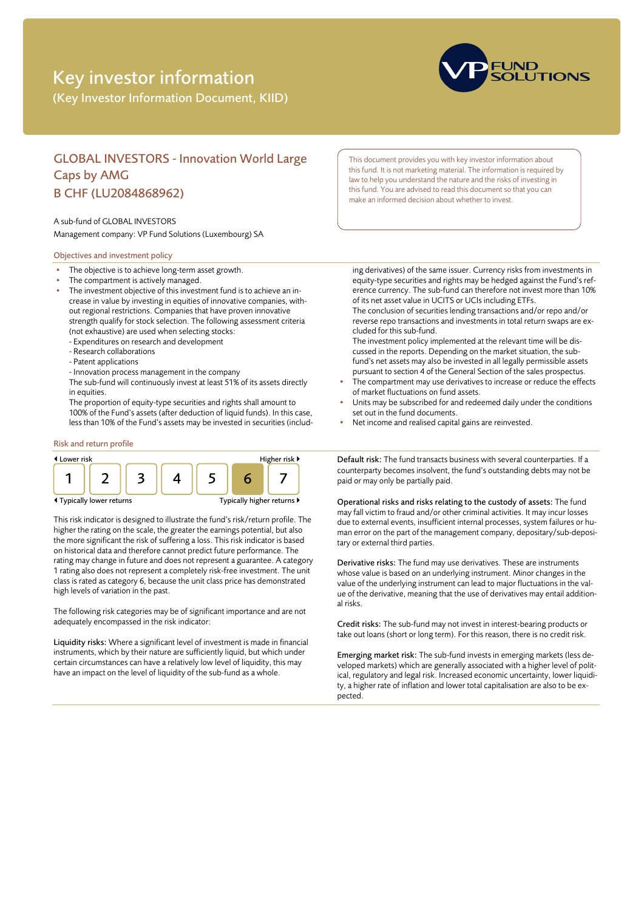# Key investor information

(Key Investor Information Document, KIID)

## GLOBAL INVESTORS - Innovation World Large Caps by AMG
## B CHF (LU2084868962)

This document provides you with key investor information about this fund. It is not marketing material. The information is required by law to help you understand the nature and the risks of investing in this fund. You are advised to read this document so that you can make an informed decision about whether to invest.

A sub-fund of GLOBAL INVESTORS
Management company: VP Fund Solutions (Luxembourg) SA

### Objectives and investment policy

- The objective is to achieve long-term asset growth.
- The compartment is actively managed.
- The investment objective of this investment fund is to achieve an increase in value by investing in equities of innovative companies, without regional restrictions. Companies that have proven innovative strength qualify for stock selection. The following assessment criteria (not exhaustive) are used when selecting stocks:
  - Expenditures on research and development
  - Research collaborations
  - Patent applications
  - Innovation process management in the company

  The sub-fund will continuously invest at least 51% of its assets directly in equities.
  The proportion of equity-type securities and rights shall amount to 100% of the Fund's assets (after deduction of liquid funds). In this case, less than 10% of the Fund's assets may be invested in securities (including derivatives) of the same issuer. Currency risks from investments in equity-type securities and rights may be hedged against the Fund's reference currency. The sub-fund can therefore not invest more than 10% of its net asset value in UCITS or UCIs including ETFs.
  The conclusion of securities lending transactions and/or repo and/or reverse repo transactions and investments in total return swaps are excluded for this sub-fund.
  The investment policy implemented at the relevant time will be discussed in the reports. Depending on the market situation, the sub-fund's net assets may also be invested in all legally permissible assets pursuant to section 4 of the General Section of the sales prospectus.
- The compartment may use derivatives to increase or reduce the effects of market fluctuations on fund assets.
- Units may be subscribed for and redeemed daily under the conditions set out in the fund documents.
- Net income and realised capital gains are reinvested.

### Risk and return profile

| Lower risk | | | | | | Higher risk |
|---|---|---|---|---|---|---|
| 1 | 2 | 3 | 4 | 5 | **6** | 7 |
| Typically lower returns | | | | | | Typically higher returns |

This risk indicator is designed to illustrate the fund's risk/return profile. The higher the rating on the scale, the greater the earnings potential, but also the more significant the risk of suffering a loss. This risk indicator is based on historical data and therefore cannot predict future performance. The rating may change in future and does not represent a guarantee. A category 1 rating also does not represent a completely risk-free investment. The unit class is rated as category 6, because the unit class price has demonstrated high levels of variation in the past.

The following risk categories may be of significant importance and are not adequately encompassed in the risk indicator:

**Liquidity risks:** Where a significant level of investment is made in financial instruments, which by their nature are sufficiently liquid, but which under certain circumstances can have a relatively low level of liquidity, this may have an impact on the level of liquidity of the sub-fund as a whole.

**Default risk:** The fund transacts business with several counterparties. If a counterparty becomes insolvent, the fund's outstanding debts may not be paid or may only be partially paid.

**Operational risks and risks relating to the custody of assets:** The fund may fall victim to fraud and/or other criminal activities. It may incur losses due to external events, insufficient internal processes, system failures or human error on the part of the management company, depositary/sub-depositary or external third parties.

**Derivative risks:** The fund may use derivatives. These are instruments whose value is based on an underlying instrument. Minor changes in the value of the underlying instrument can lead to major fluctuations in the value of the derivative, meaning that the use of derivatives may entail additional risks.

**Credit risks:** The sub-fund may not invest in interest-bearing products or take out loans (short or long term). For this reason, there is no credit risk.

**Emerging market risk:** The sub-fund invests in emerging markets (less developed markets) which are generally associated with a higher level of political, regulatory and legal risk. Increased economic uncertainty, lower liquidity, a higher rate of inflation and lower total capitalisation are also to be expected.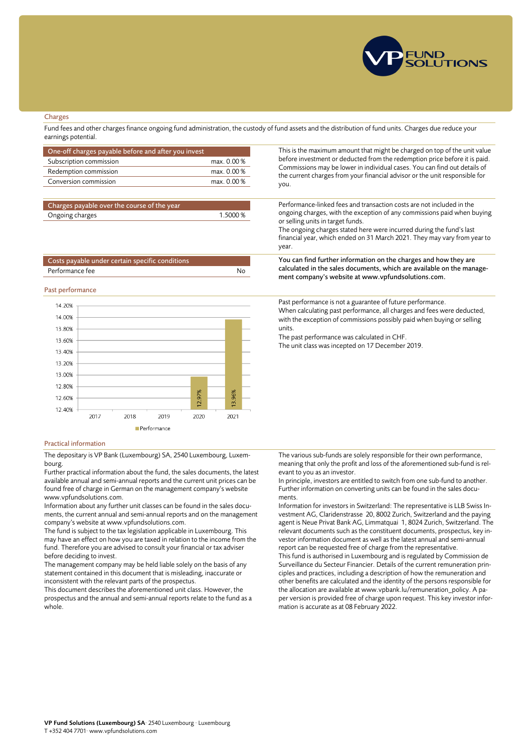## Charges

Fund fees and other charges finance ongoing fund administration, the custody of fund assets and the distribution of fund units. Charges due reduce your earnings potential.

| One-off charges payable before and after you invest | |
|---|---|
| Subscription commission | max. 0.00 % |
| Redemption commission | max. 0.00 % |
| Conversion commission | max. 0.00 % |

This is the maximum amount that might be charged on top of the unit value before investment or deducted from the redemption price before it is paid. Commissions may be lower in individual cases. You can find out details of the current charges from your financial advisor or the unit responsible for you.

| Charges payable over the course of the year | |
|---|---|
| Ongoing charges | 1.5000 % |

Performance-linked fees and transaction costs are not included in the ongoing charges, with the exception of any commissions paid when buying or selling units in target funds.
The ongoing charges stated here were incurred during the fund's last financial year, which ended on 31 March 2021. They may vary from year to year.

| Costs payable under certain specific conditions | |
|---|---|
| Performance fee | No |

**You can find further information on the charges and how they are calculated in the sales documents, which are available on the management company's website at www.vpfundsolutions.com.**

## Past performance

14.20%
14.00%
13.80%
13.60%
13.40%
13.20%
13.00%
12.80%
12.60%
12.40%
2017
2018
2019
2020
2021
12.97%
13.96%
Performance

Past performance is not a guarantee of future performance.
When calculating past performance, all charges and fees were deducted, with the exception of commissions possibly paid when buying or selling units.
The past performance was calculated in CHF.
The unit class was incepted on 17 December 2019.

## Practical information

The depositary is VP Bank (Luxembourg) SA, 2540 Luxembourg, Luxembourg.
Further practical information about the fund, the sales documents, the latest available annual and semi-annual reports and the current unit prices can be found free of charge in German on the management company's website www.vpfundsolutions.com.
Information about any further unit classes can be found in the sales documents, the current annual and semi-annual reports and on the management company's website at www.vpfundsolutions.com.
The fund is subject to the tax legislation applicable in Luxembourg. This may have an effect on how you are taxed in relation to the income from the fund. Therefore you are advised to consult your financial or tax adviser before deciding to invest.
The management company may be held liable solely on the basis of any statement contained in this document that is misleading, inaccurate or inconsistent with the relevant parts of the prospectus.
This document describes the aforementioned unit class. However, the prospectus and the annual and semi-annual reports relate to the fund as a whole.

The various sub-funds are solely responsible for their own performance, meaning that only the profit and loss of the aforementioned sub-fund is relevant to you as an investor.
In principle, investors are entitled to switch from one sub-fund to another. Further information on converting units can be found in the sales documents.
Information for investors in Switzerland: The representative is LLB Swiss Investment AG, Claridenstrasse 20, 8002 Zurich, Switzerland and the paying agent is Neue Privat Bank AG, Limmatquai 1, 8024 Zurich, Switzerland. The relevant documents such as the constituent documents, prospectus, key investor information document as well as the latest annual and semi-annual report can be requested free of charge from the representative.
This fund is authorised in Luxembourg and is regulated by Commission de Surveillance du Secteur Financier. Details of the current remuneration principles and practices, including a description of how the remuneration and other benefits are calculated and the identity of the persons responsible for the allocation are available at www.vpbank.lu/remuneration_policy. A paper version is provided free of charge upon request. This key investor information is accurate as at 08 February 2022.